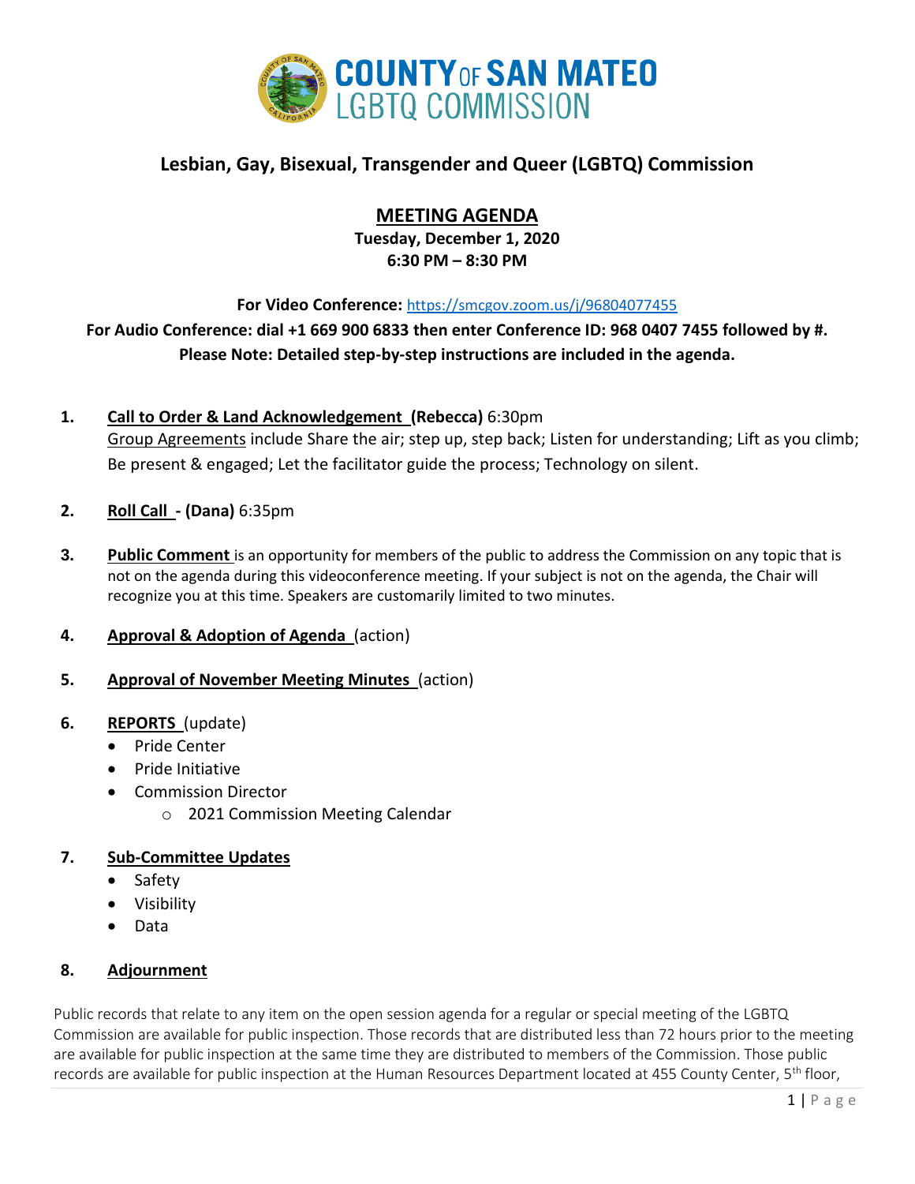# COUNTY OF SAN MATEO LGBTQ COMMISSION

## Lesbian, Gay, Bisexual, Transgender and Queer (LGBTQ) Commission

## MEETING AGENDA

**Tuesday, December 1, 2020**
**6:30 PM – 8:30 PM**

**For Video Conference:** https://smcgov.zoom.us/j/96804077455

**For Audio Conference: dial +1 669 900 6833 then enter Conference ID: 968 0407 7455 followed by #.**
**Please Note: Detailed step-by-step instructions are included in the agenda.**

1. **Call to Order & Land Acknowledgement (Rebecca)** 6:30pm
   Group Agreements include Share the air; step up, step back; Listen for understanding; Lift as you climb; Be present & engaged; Let the facilitator guide the process; Technology on silent.

2. **Roll Call - (Dana)** 6:35pm

3. **Public Comment** is an opportunity for members of the public to address the Commission on any topic that is not on the agenda during this videoconference meeting. If your subject is not on the agenda, the Chair will recognize you at this time. Speakers are customarily limited to two minutes.

4. **Approval & Adoption of Agenda** (action)

5. **Approval of November Meeting Minutes** (action)

6. **REPORTS** (update)
   - Pride Center
   - Pride Initiative
   - Commission Director
     - 2021 Commission Meeting Calendar

7. **Sub-Committee Updates**
   - Safety
   - Visibility
   - Data

8. **Adjournment**

Public records that relate to any item on the open session agenda for a regular or special meeting of the LGBTQ Commission are available for public inspection. Those records that are distributed less than 72 hours prior to the meeting are available for public inspection at the same time they are distributed to members of the Commission. Those public records are available for public inspection at the Human Resources Department located at 455 County Center, 5th floor,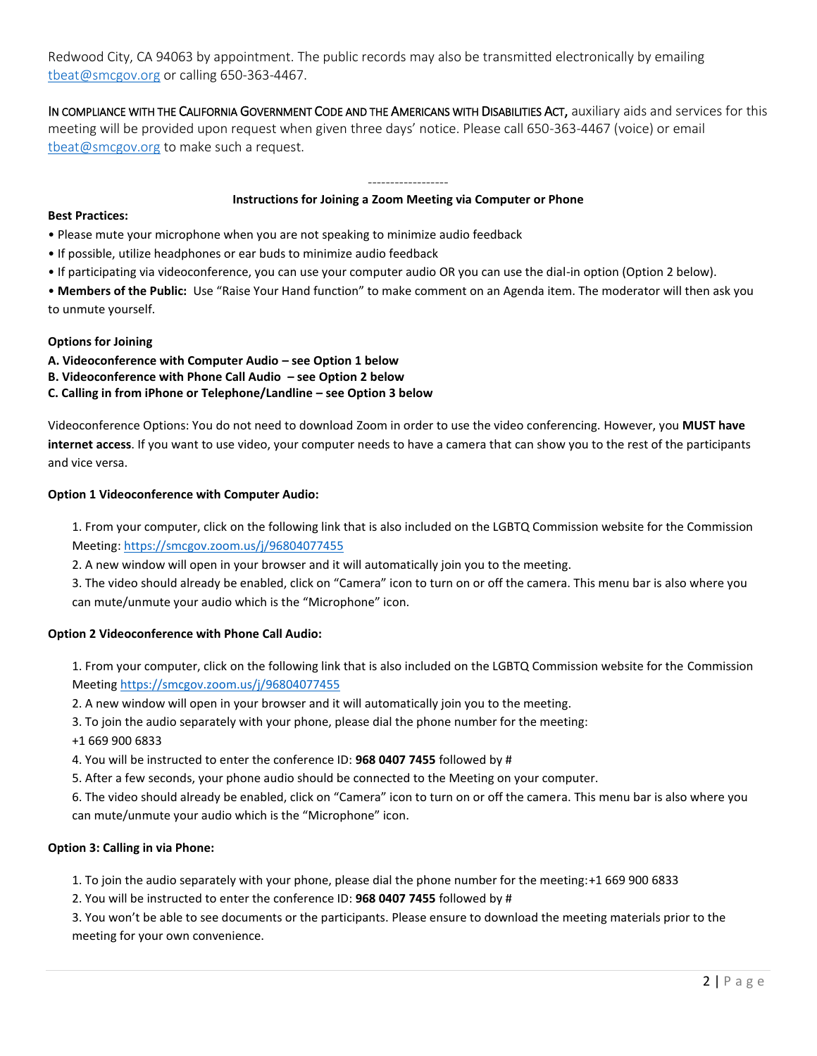Redwood City, CA 94063 by appointment. The public records may also be transmitted electronically by emailing [tbeat@smcgov.org](mailto:tbeat@smcgov.org) or calling 650-363-4467.

IN COMPLIANCE WITH THE CALIFORNIA GOVERNMENT CODE AND THE AMERICANS WITH DISABILITIES ACT, auxiliary aids and services for this meeting will be provided upon request when given three days' notice. Please call 650-363-4467 (voice) or email [tbeat@smcgov.org](mailto:tbeat@smcgov.org) to make such a request.

------------------

**Instructions for Joining a Zoom Meeting via Computer or Phone**

**Best Practices:**

- Please mute your microphone when you are not speaking to minimize audio feedback
- If possible, utilize headphones or ear buds to minimize audio feedback
- If participating via videoconference, you can use your computer audio OR you can use the dial-in option (Option 2 below).
- **Members of the Public:** Use "Raise Your Hand function" to make comment on an Agenda item. The moderator will then ask you to unmute yourself.

**Options for Joining**

**A. Videoconference with Computer Audio – see Option 1 below**
**B. Videoconference with Phone Call Audio – see Option 2 below**
**C. Calling in from iPhone or Telephone/Landline – see Option 3 below**

Videoconference Options: You do not need to download Zoom in order to use the video conferencing. However, you **MUST have internet access**. If you want to use video, your computer needs to have a camera that can show you to the rest of the participants and vice versa.

**Option 1 Videoconference with Computer Audio:**

1. From your computer, click on the following link that is also included on the LGBTQ Commission website for the Commission Meeting: https://smcgov.zoom.us/j/96804077455
2. A new window will open in your browser and it will automatically join you to the meeting.
3. The video should already be enabled, click on "Camera" icon to turn on or off the camera. This menu bar is also where you can mute/unmute your audio which is the "Microphone" icon.

**Option 2 Videoconference with Phone Call Audio:**

1. From your computer, click on the following link that is also included on the LGBTQ Commission website for the Commission Meeting https://smcgov.zoom.us/j/96804077455
2. A new window will open in your browser and it will automatically join you to the meeting.
3. To join the audio separately with your phone, please dial the phone number for the meeting: +1 669 900 6833
4. You will be instructed to enter the conference ID: **968 0407 7455** followed by #
5. After a few seconds, your phone audio should be connected to the Meeting on your computer.
6. The video should already be enabled, click on "Camera" icon to turn on or off the camera. This menu bar is also where you can mute/unmute your audio which is the "Microphone" icon.

**Option 3: Calling in via Phone:**

1. To join the audio separately with your phone, please dial the phone number for the meeting:+1 669 900 6833
2. You will be instructed to enter the conference ID: **968 0407 7455** followed by #
3. You won't be able to see documents or the participants. Please ensure to download the meeting materials prior to the meeting for your own convenience.